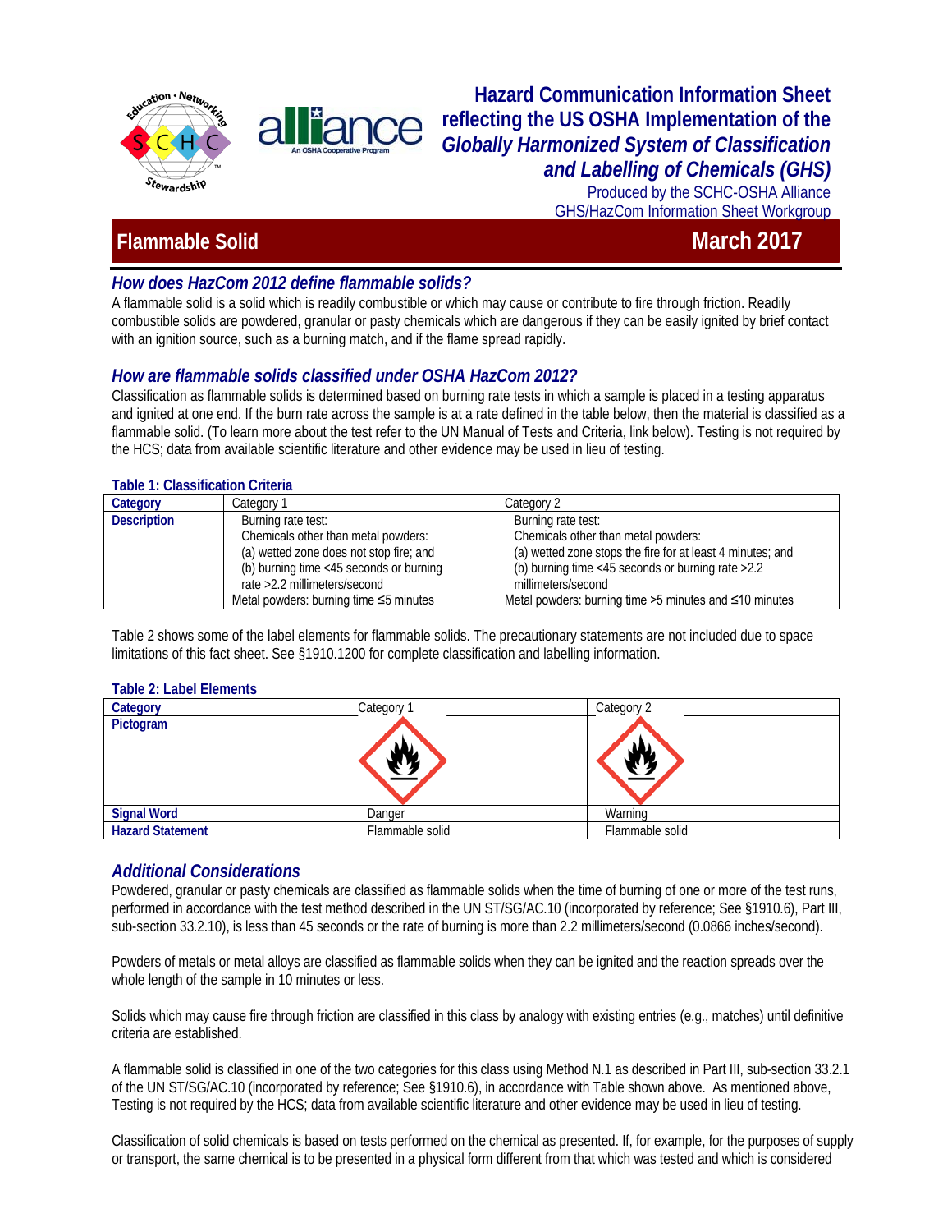# Hazard Communication Information Sheet reflecting the US OSHA Implementation of the *Globally Harmonized System of Classification and Labelling of Chemicals (GHS)*

Produced by the SCHC-OSHA Alliance
GHS/HazCom Information Sheet Workgroup

## Flammable Solid — March 2017

### *How does HazCom 2012 define flammable solids?*

A flammable solid is a solid which is readily combustible or which may cause or contribute to fire through friction. Readily combustible solids are powdered, granular or pasty chemicals which are dangerous if they can be easily ignited by brief contact with an ignition source, such as a burning match, and if the flame spread rapidly.

### *How are flammable solids classified under OSHA HazCom 2012?*

Classification as flammable solids is determined based on burning rate tests in which a sample is placed in a testing apparatus and ignited at one end. If the burn rate across the sample is at a rate defined in the table below, then the material is classified as a flammable solid. (To learn more about the test refer to the UN Manual of Tests and Criteria, link below). Testing is not required by the HCS; data from available scientific literature and other evidence may be used in lieu of testing.

**Table 1: Classification Criteria**

| Category | Category 1 | Category 2 |
|---|---|---|
| Description | Burning rate test:<br>Chemicals other than metal powders:<br>(a) wetted zone does not stop fire; and<br>(b) burning time <45 seconds or burning rate >2.2 millimeters/second<br>Metal powders: burning time ≤5 minutes | Burning rate test:<br>Chemicals other than metal powders:<br>(a) wetted zone stops the fire for at least 4 minutes; and<br>(b) burning time <45 seconds or burning rate >2.2 millimeters/second<br>Metal powders: burning time >5 minutes and ≤10 minutes |

Table 2 shows some of the label elements for flammable solids. The precautionary statements are not included due to space limitations of this fact sheet. See §1910.1200 for complete classification and labelling information.

**Table 2: Label Elements**

| Category | Category 1 | Category 2 |
|---|---|---|
| Pictogram | | |
| Signal Word | Danger | Warning |
| Hazard Statement | Flammable solid | Flammable solid |

### *Additional Considerations*

Powdered, granular or pasty chemicals are classified as flammable solids when the time of burning of one or more of the test runs, performed in accordance with the test method described in the UN ST/SG/AC.10 (incorporated by reference; See §1910.6), Part III, sub-section 33.2.10), is less than 45 seconds or the rate of burning is more than 2.2 millimeters/second (0.0866 inches/second).

Powders of metals or metal alloys are classified as flammable solids when they can be ignited and the reaction spreads over the whole length of the sample in 10 minutes or less.

Solids which may cause fire through friction are classified in this class by analogy with existing entries (e.g., matches) until definitive criteria are established.

A flammable solid is classified in one of the two categories for this class using Method N.1 as described in Part III, sub-section 33.2.1 of the UN ST/SG/AC.10 (incorporated by reference; See §1910.6), in accordance with Table shown above. As mentioned above, Testing is not required by the HCS; data from available scientific literature and other evidence may be used in lieu of testing.

Classification of solid chemicals is based on tests performed on the chemical as presented. If, for example, for the purposes of supply or transport, the same chemical is to be presented in a physical form different from that which was tested and which is considered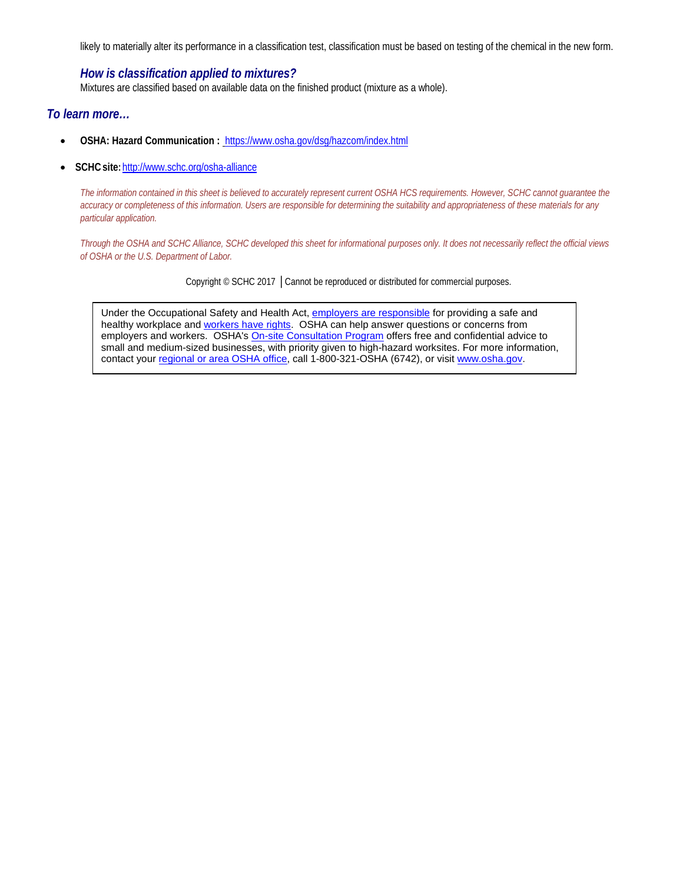likely to materially alter its performance in a classification test, classification must be based on testing of the chemical in the new form.

### *How is classification applied to mixtures?*

Mixtures are classified based on available data on the finished product (mixture as a whole).

## *To learn more…*

- **OSHA: Hazard Communication :** [https://www.osha.gov/dsg/hazcom/index.html](https://www.osha.gov/dsg/hazcom/index.html)
- **SCHC site:** [http://www.schc.org/osha-alliance](http://www.schc.org/osha-alliance)

*The information contained in this sheet is believed to accurately represent current OSHA HCS requirements. However, SCHC cannot guarantee the accuracy or completeness of this information. Users are responsible for determining the suitability and appropriateness of these materials for any particular application.*

*Through the OSHA and SCHC Alliance, SCHC developed this sheet for informational purposes only. It does not necessarily reflect the official views of OSHA or the U.S. Department of Labor.*

Copyright © SCHC 2017 | Cannot be reproduced or distributed for commercial purposes.

Under the Occupational Safety and Health Act, [employers are responsible]() for providing a safe and healthy workplace and [workers have rights](). OSHA can help answer questions or concerns from employers and workers. OSHA's [On-site Consultation Program]() offers free and confidential advice to small and medium-sized businesses, with priority given to high-hazard worksites. For more information, contact your [regional or area OSHA office](), call 1-800-321-OSHA (6742), or visit [www.osha.gov]().